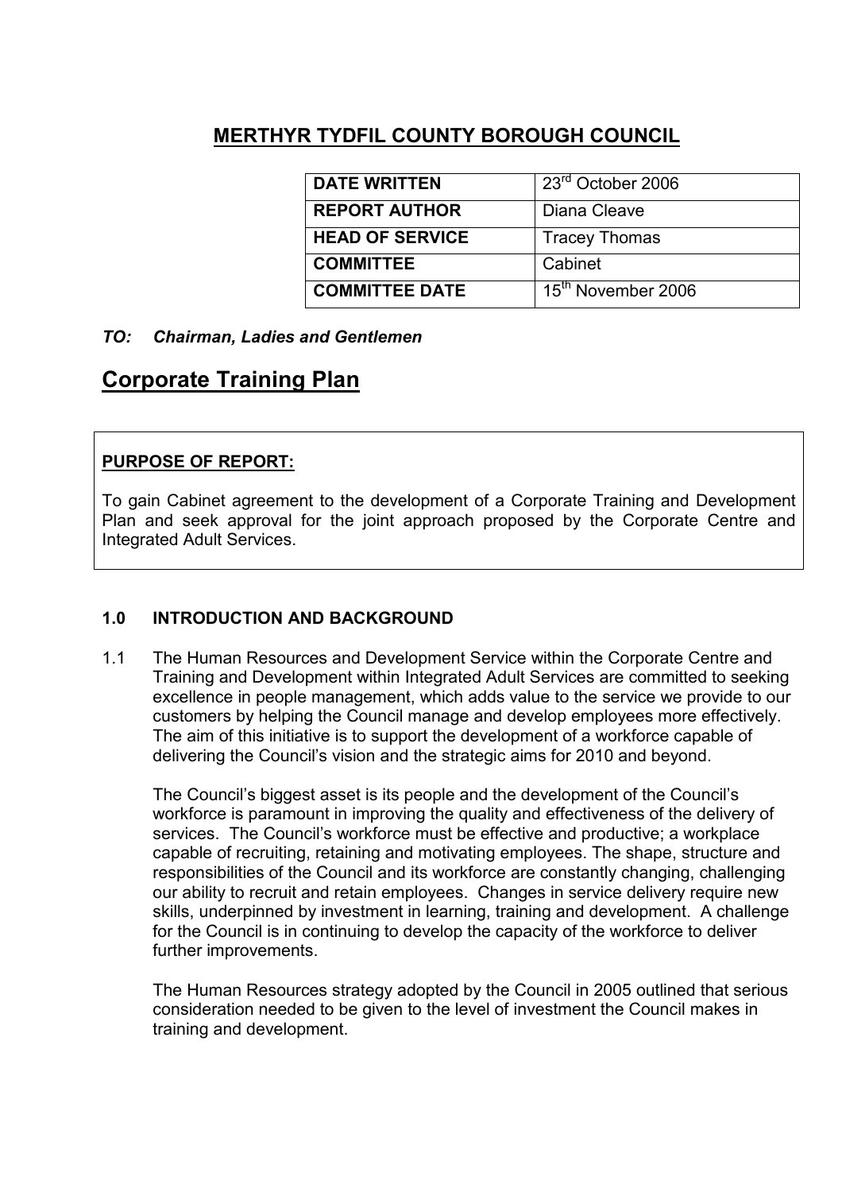# MERTHYR TYDFIL COUNTY BOROUGH COUNCIL

| DATE WRITTEN | 23rd October 2006 |
|---|---|
| REPORT AUTHOR | Diana Cleave |
| HEAD OF SERVICE | Tracey Thomas |
| COMMITTEE | Cabinet |
| COMMITTEE DATE | 15th November 2006 |

***TO: Chairman, Ladies and Gentlemen***

## Corporate Training Plan

**PURPOSE OF REPORT:**

To gain Cabinet agreement to the development of a Corporate Training and Development Plan and seek approval for the joint approach proposed by the Corporate Centre and Integrated Adult Services.

### 1.0 INTRODUCTION AND BACKGROUND

1.1 The Human Resources and Development Service within the Corporate Centre and Training and Development within Integrated Adult Services are committed to seeking excellence in people management, which adds value to the service we provide to our customers by helping the Council manage and develop employees more effectively. The aim of this initiative is to support the development of a workforce capable of delivering the Council's vision and the strategic aims for 2010 and beyond.

The Council's biggest asset is its people and the development of the Council's workforce is paramount in improving the quality and effectiveness of the delivery of services. The Council's workforce must be effective and productive; a workplace capable of recruiting, retaining and motivating employees. The shape, structure and responsibilities of the Council and its workforce are constantly changing, challenging our ability to recruit and retain employees. Changes in service delivery require new skills, underpinned by investment in learning, training and development. A challenge for the Council is in continuing to develop the capacity of the workforce to deliver further improvements.

The Human Resources strategy adopted by the Council in 2005 outlined that serious consideration needed to be given to the level of investment the Council makes in training and development.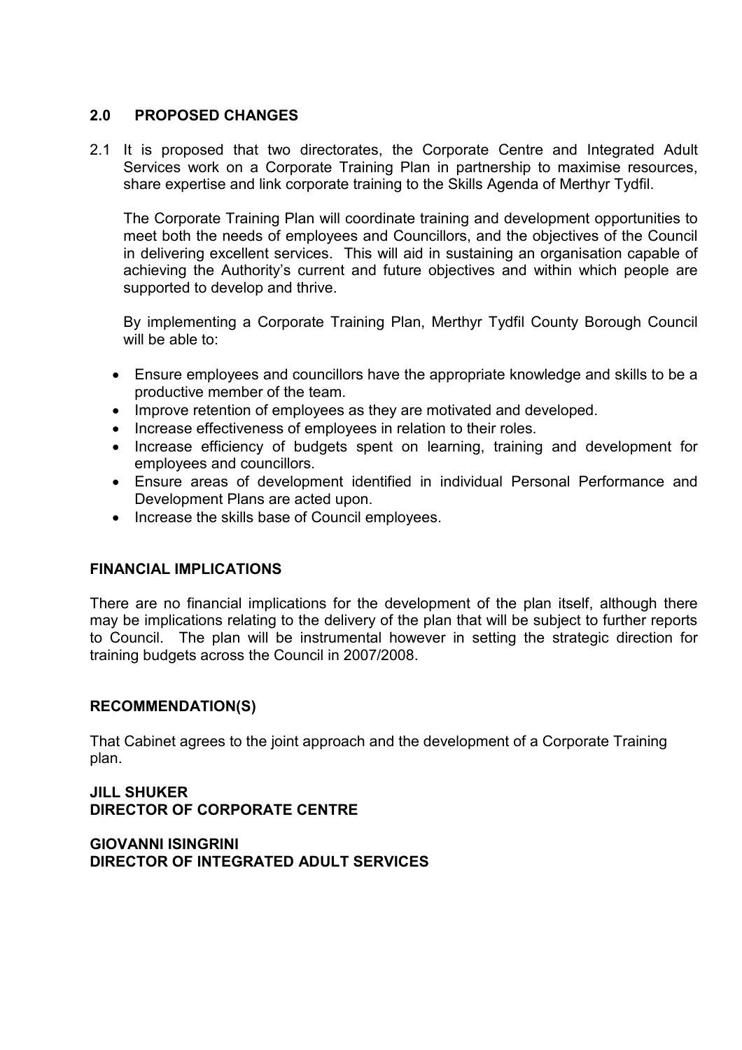## 2.0 PROPOSED CHANGES

2.1 It is proposed that two directorates, the Corporate Centre and Integrated Adult Services work on a Corporate Training Plan in partnership to maximise resources, share expertise and link corporate training to the Skills Agenda of Merthyr Tydfil.

The Corporate Training Plan will coordinate training and development opportunities to meet both the needs of employees and Councillors, and the objectives of the Council in delivering excellent services. This will aid in sustaining an organisation capable of achieving the Authority's current and future objectives and within which people are supported to develop and thrive.

By implementing a Corporate Training Plan, Merthyr Tydfil County Borough Council will be able to:

- Ensure employees and councillors have the appropriate knowledge and skills to be a productive member of the team.
- Improve retention of employees as they are motivated and developed.
- Increase effectiveness of employees in relation to their roles.
- Increase efficiency of budgets spent on learning, training and development for employees and councillors.
- Ensure areas of development identified in individual Personal Performance and Development Plans are acted upon.
- Increase the skills base of Council employees.

## FINANCIAL IMPLICATIONS

There are no financial implications for the development of the plan itself, although there may be implications relating to the delivery of the plan that will be subject to further reports to Council. The plan will be instrumental however in setting the strategic direction for training budgets across the Council in 2007/2008.

## RECOMMENDATION(S)

That Cabinet agrees to the joint approach and the development of a Corporate Training plan.

**JILL SHUKER**
**DIRECTOR OF CORPORATE CENTRE**

**GIOVANNI ISINGRINI**
**DIRECTOR OF INTEGRATED ADULT SERVICES**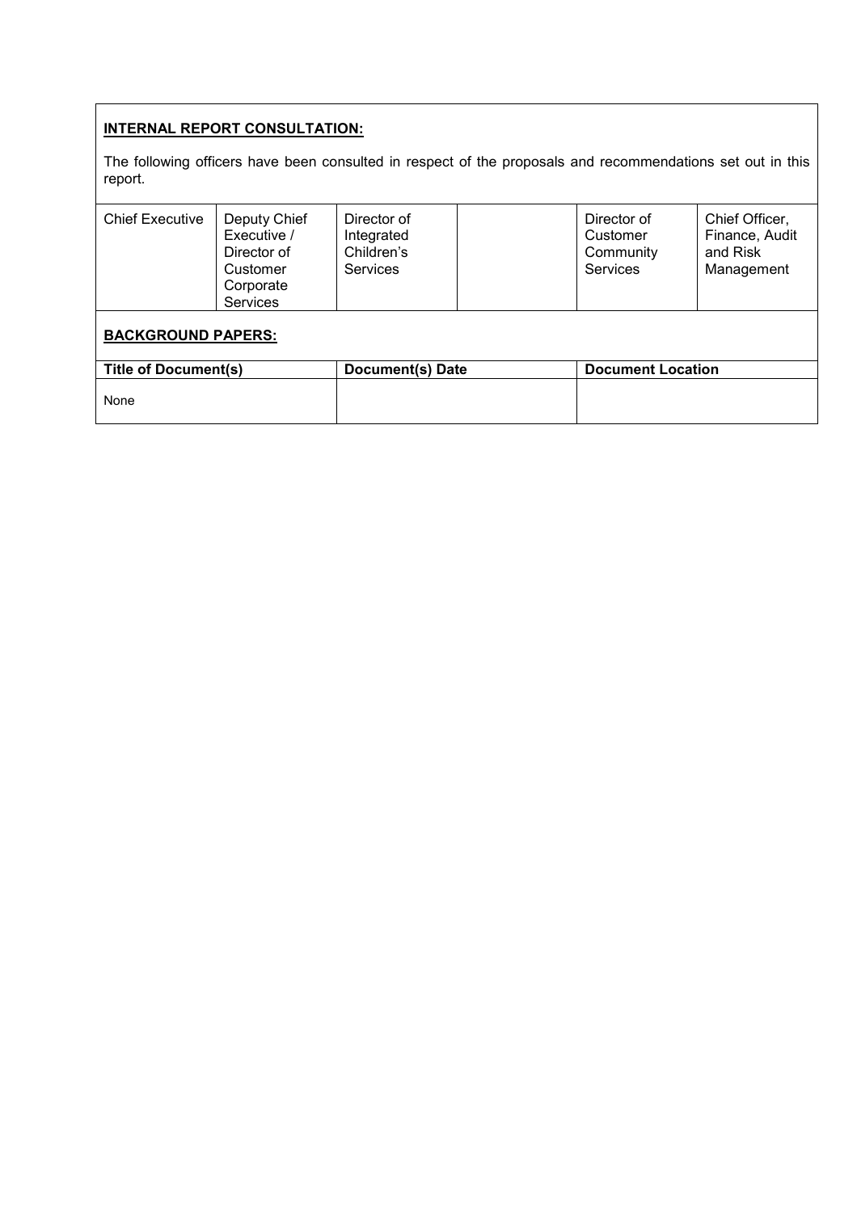**INTERNAL REPORT CONSULTATION:**

The following officers have been consulted in respect of the proposals and recommendations set out in this report.

| | | | | | |
|---|---|---|---|---|---|
| Chief Executive | Deputy Chief Executive / Director of Customer Corporate Services | Director of Integrated Children's Services | | Director of Customer Community Services | Chief Officer, Finance, Audit and Risk Management |

**BACKGROUND PAPERS:**

| Title of Document(s) | Document(s) Date | Document Location |
|---|---|---|
| None | | |